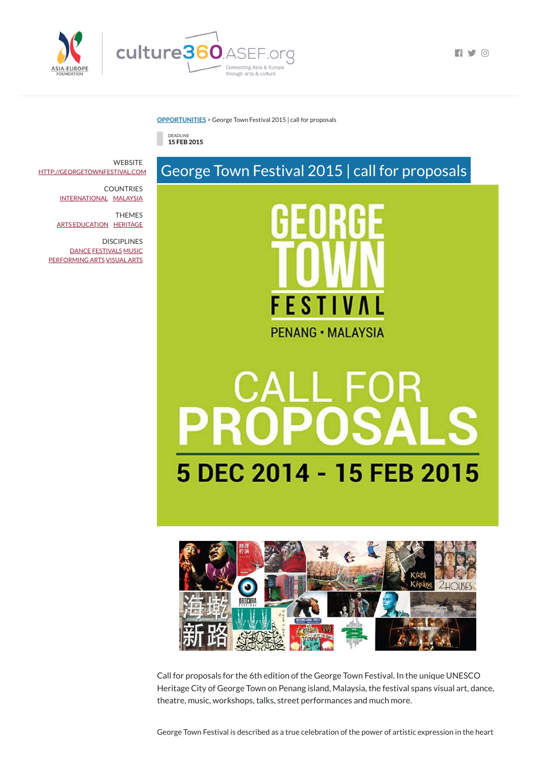OPPORTUNITIES > George Town Festival 2015 | call for proposals

DEADLINE
**15 FEB 2015**

WEBSITE
HTTP://GEORGETOWNFESTIVAL.COM

COUNTRIES
INTERNATIONAL MALAYSIA

THEMES
ARTS EDUCATION HERITAGE

DISCIPLINES
DANCE FESTIVALS MUSIC
PERFORMING ARTS VISUAL ARTS

# George Town Festival 2015 | call for proposals

Call for proposals for the 6th edition of the George Town Festival. In the unique UNESCO Heritage City of George Town on Penang island, Malaysia, the festival spans visual art, dance, theatre, music, workshops, talks, street performances and much more.

George Town Festival is described as a true celebration of the power of artistic expression in the heart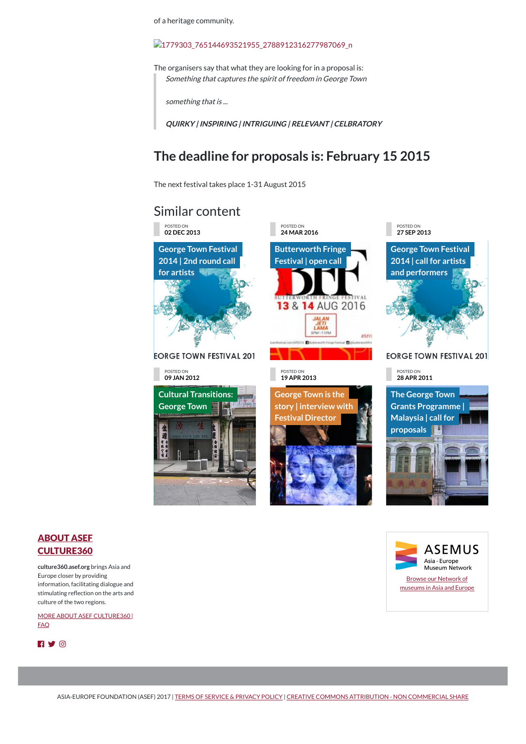of a heritage community.

1779303_765144693521955_2788912316277987069_n

The organisers say that what they are looking for in a proposal is:

> *Something that captures the spirit of freedom in George Town*
>
> *something that is ...*
>
> ***QUIRKY | INSPIRING | INTRIGUING | RELEVANT | CELBRATORY***

## The deadline for proposals is: February 15 2015

The next festival takes place 1-31 August 2015

## Similar content

POSTED ON
02 DEC 2013
George Town Festival 2014 | 2nd round call for artists

POSTED ON
24 MAR 2016
Butterworth Fringe Festival | open call

POSTED ON
27 SEP 2013
George Town Festival 2014 | call for artists and performers

POSTED ON
09 JAN 2012
Cultural Transitions: George Town

POSTED ON
19 APR 2013
George Town is the story | interview with Festival Director

POSTED ON
28 APR 2011
The George Town Grants Programme | Malaysia | call for proposals

**ABOUT ASEF CULTURE360**

**culture360.asef.org** brings Asia and Europe closer by providing information, facilitating dialogue and stimulating reflection on the arts and culture of the two regions.

MORE ABOUT ASEF CULTURE360 | FAQ

ASEMUS
Asia - Europe Museum Network

Browse our Network of museums in Asia and Europe

ASIA-EUROPE FOUNDATION (ASEF) 2017 | TERMS OF SERVICE & PRIVACY POLICY | CREATIVE COMMONS ATTRIBUTION - NON COMMERCIAL SHARE